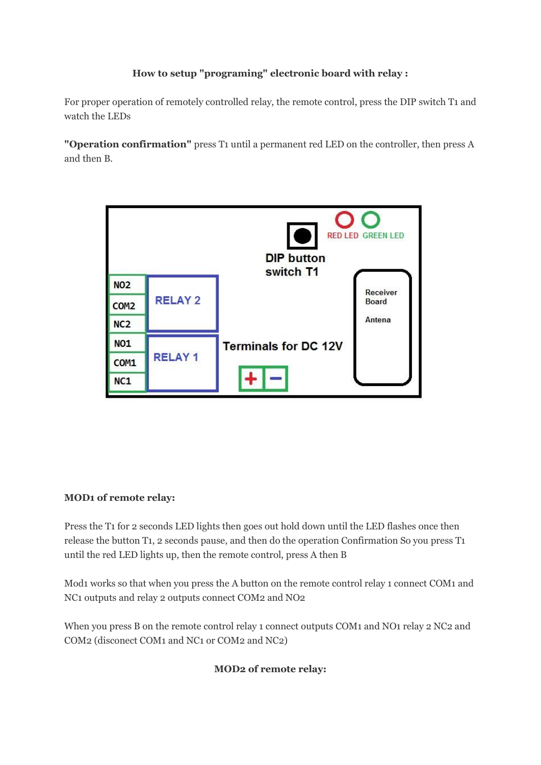**How to setup "programing" electronic board with relay :**

For proper operation of remotely controlled relay, the remote control, press the DIP switch T1 and watch the LEDs

**"Operation confirmation"** press T1 until a permanent red LED on the controller, then press A and then B.

**MOD1 of remote relay:**

Press the T1 for 2 seconds LED lights then goes out hold down until the LED flashes once then release the button T1, 2 seconds pause, and then do the operation Confirmation So you press T1 until the red LED lights up, then the remote control, press A then B

Mod1 works so that when you press the A button on the remote control relay 1 connect COM1 and NC1 outputs and relay 2 outputs connect COM2 and NO2

When you press B on the remote control relay 1 connect outputs COM1 and NO1 relay 2 NC2 and COM2 (disconect COM1 and NC1 or COM2 and NC2)

**MOD2 of remote relay:**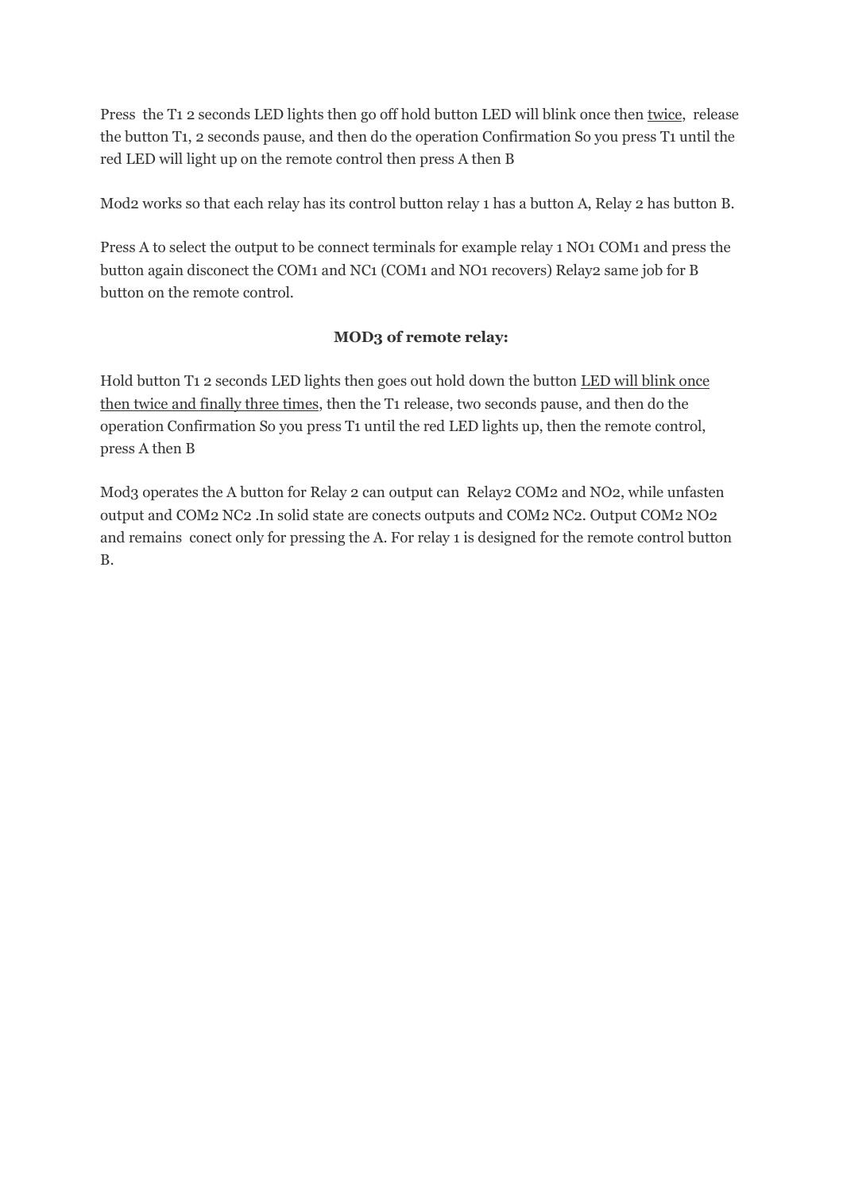Press  the T1 2 seconds LED lights then go off hold button LED will blink once then twice,  release the button T1, 2 seconds pause, and then do the operation Confirmation So you press T1 until the red LED will light up on the remote control then press A then B

Mod2 works so that each relay has its control button relay 1 has a button A, Relay 2 has button B.

Press A to select the output to be connect terminals for example relay 1 NO1 COM1 and press the button again disconect the COM1 and NC1 (COM1 and NO1 recovers) Relay2 same job for B button on the remote control.

**MOD3 of remote relay:**

Hold button T1 2 seconds LED lights then goes out hold down the button LED will blink once then twice and finally three times, then the T1 release, two seconds pause, and then do the operation Confirmation So you press T1 until the red LED lights up, then the remote control, press A then B

Mod3 operates the A button for Relay 2 can output can  Relay2 COM2 and NO2, while unfasten output and COM2 NC2 .In solid state are conects outputs and COM2 NC2. Output COM2 NO2 and remains  conect only for pressing the A. For relay 1 is designed for the remote control button B.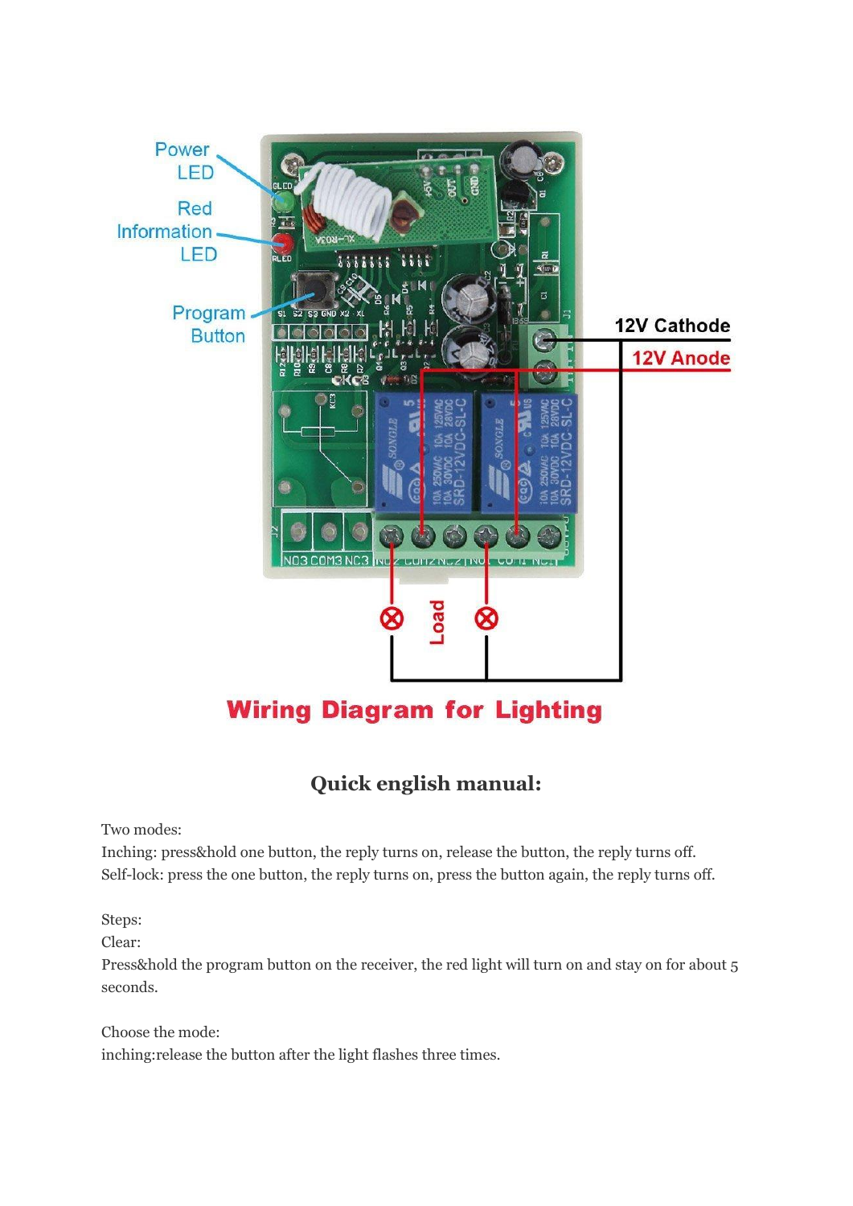**Wiring Diagram for Lighting**

## Quick english manual:

Two modes:
Inching: press&hold one button, the reply turns on, release the button, the reply turns off.
Self-lock: press the one button, the reply turns on, press the button again, the reply turns off.

Steps:
Clear:
Press&hold the program button on the receiver, the red light will turn on and stay on for about 5 seconds.

Choose the mode:
inching:release the button after the light flashes three times.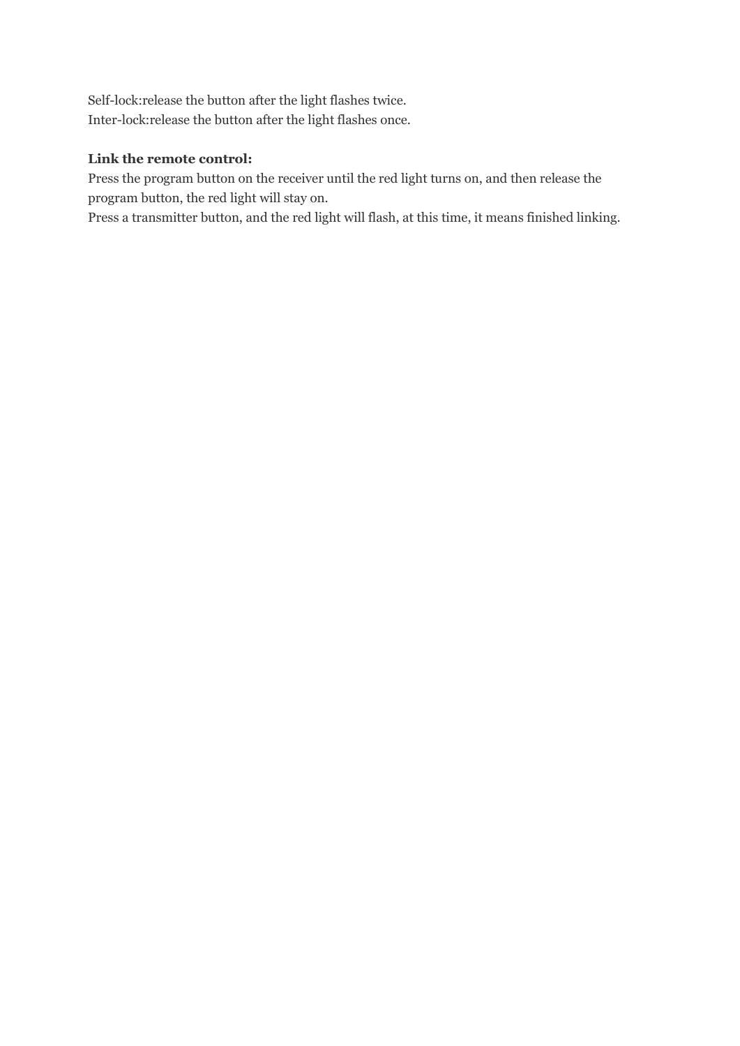Self-lock:release the button after the light flashes twice.
Inter-lock:release the button after the light flashes once.

**Link the remote control:**

Press the program button on the receiver until the red light turns on, and then release the program button, the red light will stay on.
Press a transmitter button, and the red light will flash, at this time, it means finished linking.